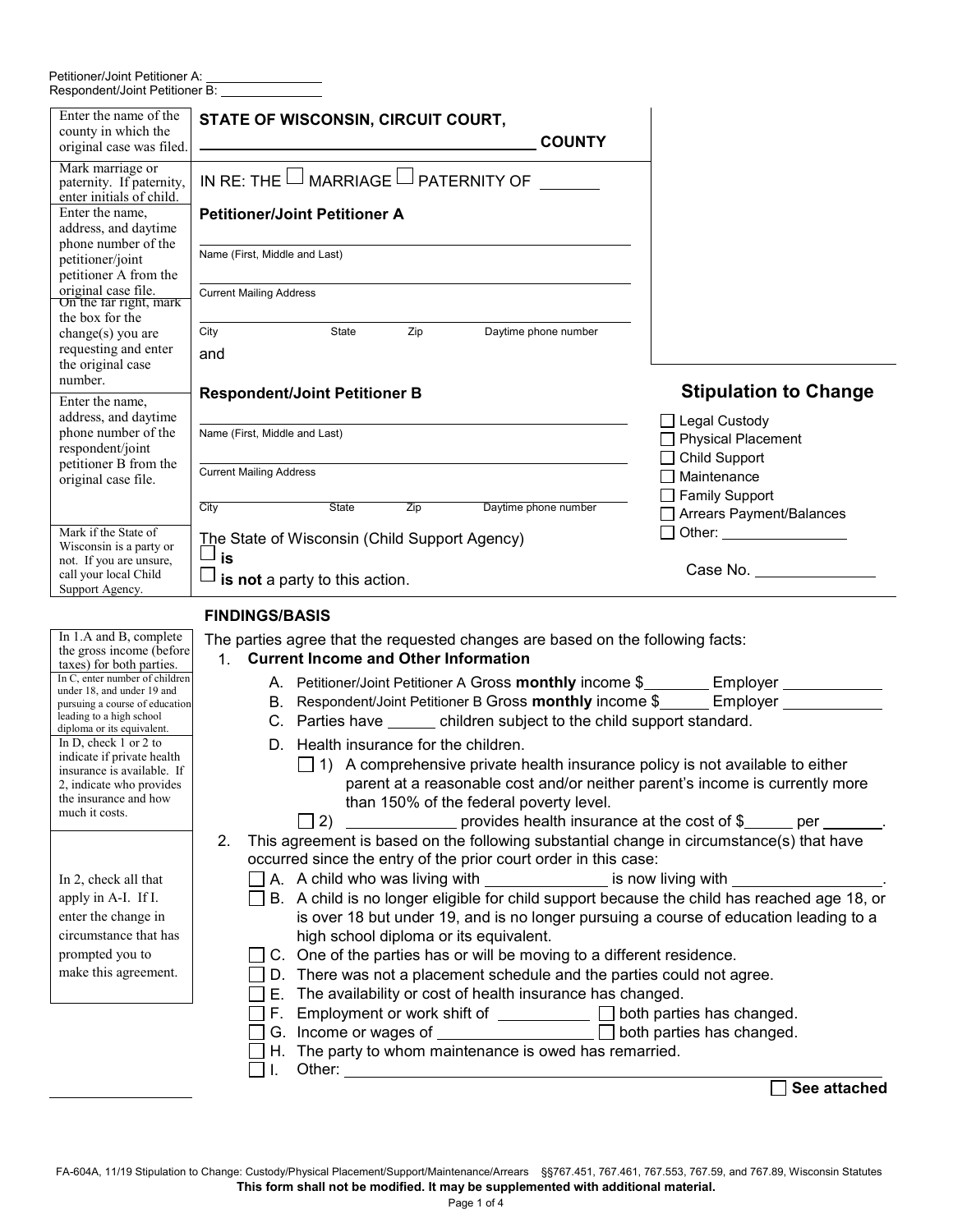Petitioner/Joint Petitioner A: ______________
Respondent/Joint Petitioner B: ______________

| Instructions | Form |
|---|---|
| Enter the name of the county in which the original case was filed. | **STATE OF WISCONSIN, CIRCUIT COURT,** ______________ **COUNTY** |
| Mark marriage or paternity. If paternity, enter initials of child. | IN RE: THE ☐ MARRIAGE ☐ PATERNITY OF ______ |
| Enter the name, address, and daytime phone number of the petitioner/joint petitioner A from the original case file. | **Petitioner/Joint Petitioner A**<br>______________<br>Name (First, Middle and Last)<br>______________<br>Current Mailing Address<br>______________<br>City State Zip Daytime phone number<br>and |
| On the far right, mark the box for the change(s) you are requesting and enter the original case number. | |
| Enter the name, address, and daytime phone number of the respondent/joint petitioner B from the original case file. | **Respondent/Joint Petitioner B**<br>______________<br>Name (First, Middle and Last)<br>______________<br>Current Mailing Address<br>______________<br>City State Zip Daytime phone number |
| Mark if the State of Wisconsin is a party or not. If you are unsure, call your local Child Support Agency. | The State of Wisconsin (Child Support Agency)<br>☐ **is**<br>☐ **is not** a party to this action. |

## Stipulation to Change

- ☐ Legal Custody
- ☐ Physical Placement
- ☐ Child Support
- ☐ Maintenance
- ☐ Family Support
- ☐ Arrears Payment/Balances
- ☐ Other: ______________

Case No. ______________

## FINDINGS/BASIS

*In 1.A and B, complete the gross income (before taxes) for both parties.*
*In C, enter number of children under 18, and under 19 and pursuing a course of education leading to a high school diploma or its equivalent.*
*In D, check 1 or 2 to indicate if private health insurance is available. If 2, indicate who provides the insurance and how much it costs.*

The parties agree that the requested changes are based on the following facts:

1. **Current Income and Other Information**
   - A. Petitioner/Joint Petitioner A Gross **monthly** income $________ Employer ____________
   - B. Respondent/Joint Petitioner B Gross **monthly** income $______ Employer ____________
   - C. Parties have ______ children subject to the child support standard.
   - D. Health insurance for the children.
     - ☐ 1) A comprehensive private health insurance policy is not available to either parent at a reasonable cost and/or neither parent's income is currently more than 150% of the federal poverty level.
     - ☐ 2) _____________ provides health insurance at the cost of $______ per _______.

*In 2, check all that apply in A-I. If I. enter the change in circumstance that has prompted you to make this agreement.*

2. This agreement is based on the following substantial change in circumstance(s) that have occurred since the entry of the prior court order in this case:
   - ☐ A. A child who was living with ______________ is now living with _________________.
   - ☐ B. A child is no longer eligible for child support because the child has reached age 18, or is over 18 but under 19, and is no longer pursuing a course of education leading to a high school diploma or its equivalent.
   - ☐ C. One of the parties has or will be moving to a different residence.
   - ☐ D. There was not a placement schedule and the parties could not agree.
   - ☐ E. The availability or cost of health insurance has changed.
   - ☐ F. Employment or work shift of ___________ ☐ both parties has changed.
   - ☐ G. Income or wages of _________________ ☐ both parties has changed.
   - ☐ H. The party to whom maintenance is owed has remarried.
   - ☐ I. Other: ________________________________________

☐ **See attached**

FA-604A, 11/19 Stipulation to Change: Custody/Physical Placement/Support/Maintenance/Arrears §§767.451, 767.461, 767.553, 767.59, and 767.89, Wisconsin Statutes
**This form shall not be modified. It may be supplemented with additional material.**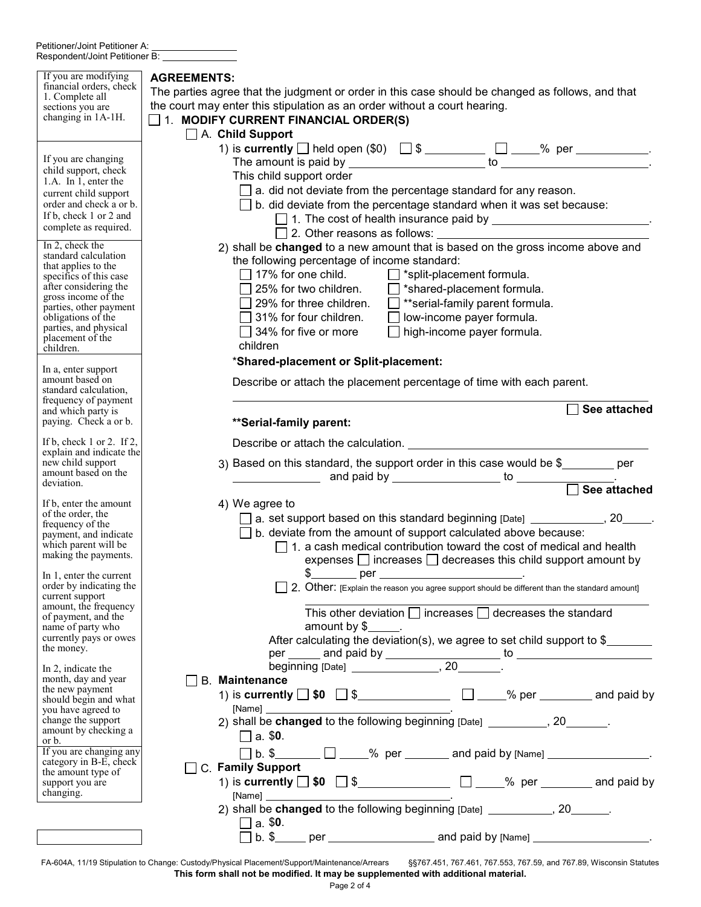Petitioner/Joint Petitioner A: ________________
Respondent/Joint Petitioner B: ________________

> If you are modifying financial orders, check 1. Complete all sections you are changing in 1A-1H.

**AGREEMENTS:**

The parties agree that the judgment or order in this case should be changed as follows, and that the court may enter this stipulation as an order without a court hearing.

☐ 1. **MODIFY CURRENT FINANCIAL ORDER(S)**

> If you are changing child support, check 1.A. In 1, enter the current child support order and check a or b. If b, check 1 or 2 and complete as required.
>
> In 2, check the standard calculation that applies to the specifics of this case after considering the gross income of the parties, other payment obligations of the parties, and physical placement of the children.
>
> In a, enter support amount based on standard calculation, frequency of payment and which party is paying. Check a or b.
>
> If b, check 1 or 2. If 2, explain and indicate the new child support amount based on the deviation.
>
> If b, enter the amount of the order, the frequency of the payment, and indicate which parent will be making the payments.
>
> In 1, enter the current order by indicating the current support amount, the frequency of payment, and the name of party who currently pays or owes the money.
>
> In 2, indicate the month, day and year the new payment should begin and what you have agreed to change the support amount by checking a or b.

☐ A. **Child Support**

1) is **currently** ☐ held open ($0) ☐ $ __________ ☐ ____% per ____________.
The amount is paid by ______________________ to ________________________.
This child support order
   - ☐ a. did not deviate from the percentage standard for any reason.
   - ☐ b. did deviate from the percentage standard when it was set because:
     - ☐ 1. The cost of health insurance paid by ________________________.
     - ☐ 2. Other reasons as follows: ________________________________

2) shall be **changed** to a new amount that is based on the gross income above and the following percentage of income standard:

| | |
|---|---|
| ☐ 17% for one child. | ☐ *split-placement formula. |
| ☐ 25% for two children. | ☐ *shared-placement formula. |
| ☐ 29% for three children. | ☐ **serial-family parent formula. |
| ☐ 31% for four children. | ☐ low-income payer formula. |
| ☐ 34% for five or more children | ☐ high-income payer formula. |

***Shared-placement or Split-placement:**

Describe or attach the placement percentage of time with each parent.

________________________________________________ ☐ **See attached**

****Serial-family parent:**

Describe or attach the calculation. ________________________________

3) Based on this standard, the support order in this case would be $________ per ______________ and paid by _________________ to _______________.
☐ **See attached**

4) We agree to
   - ☐ a. set support based on this standard beginning [Date] ____________, 20_____.
   - ☐ b. deviate from the amount of support calculated above because:
     - ☐ 1. a cash medical contribution toward the cost of medical and health expenses ☐ increases ☐ decreases this child support amount by $_______ per ______________________.
     - ☐ 2. Other: [Explain the reason you agree support should be different than the standard amount]
       ________________________________________________
       This other deviation ☐ increases ☐ decreases the standard amount by $_____.

   After calculating the deviation(s), we agree to set child support to $_______ per _____ and paid by _________________ to ____________________ beginning [Date] ______________, 20_______.

> If you are changing any category in B-E, check the amount type of support you are changing.

☐ B. **Maintenance**

1) is **currently** ☐ **$0** ☐ $_______________ ☐ _____% per ________ and paid by [Name] ________________________________.
2) shall be **changed** to the following beginning [Date] _________, 20_______.
   - ☐ a. $**0**.
   - ☐ b. $_______ ☐ _____% per _______ and paid by [Name] ________________.

☐ C. **Family Support**

1) is **currently** ☐ **$0** ☐ $_______________ ☐ _____% per ________ and paid by [Name] ________________________________.
2) shall be **changed** to the following beginning [Date] __________, 20______.
   - ☐ a. $**0**.
   - ☐ b. $_____ per ________________ and paid by [Name] __________________.

FA-604A, 11/19 Stipulation to Change: Custody/Physical Placement/Support/Maintenance/Arrears §§767.451, 767.461, 767.553, 767.59, and 767.89, Wisconsin Statutes

**This form shall not be modified. It may be supplemented with additional material.**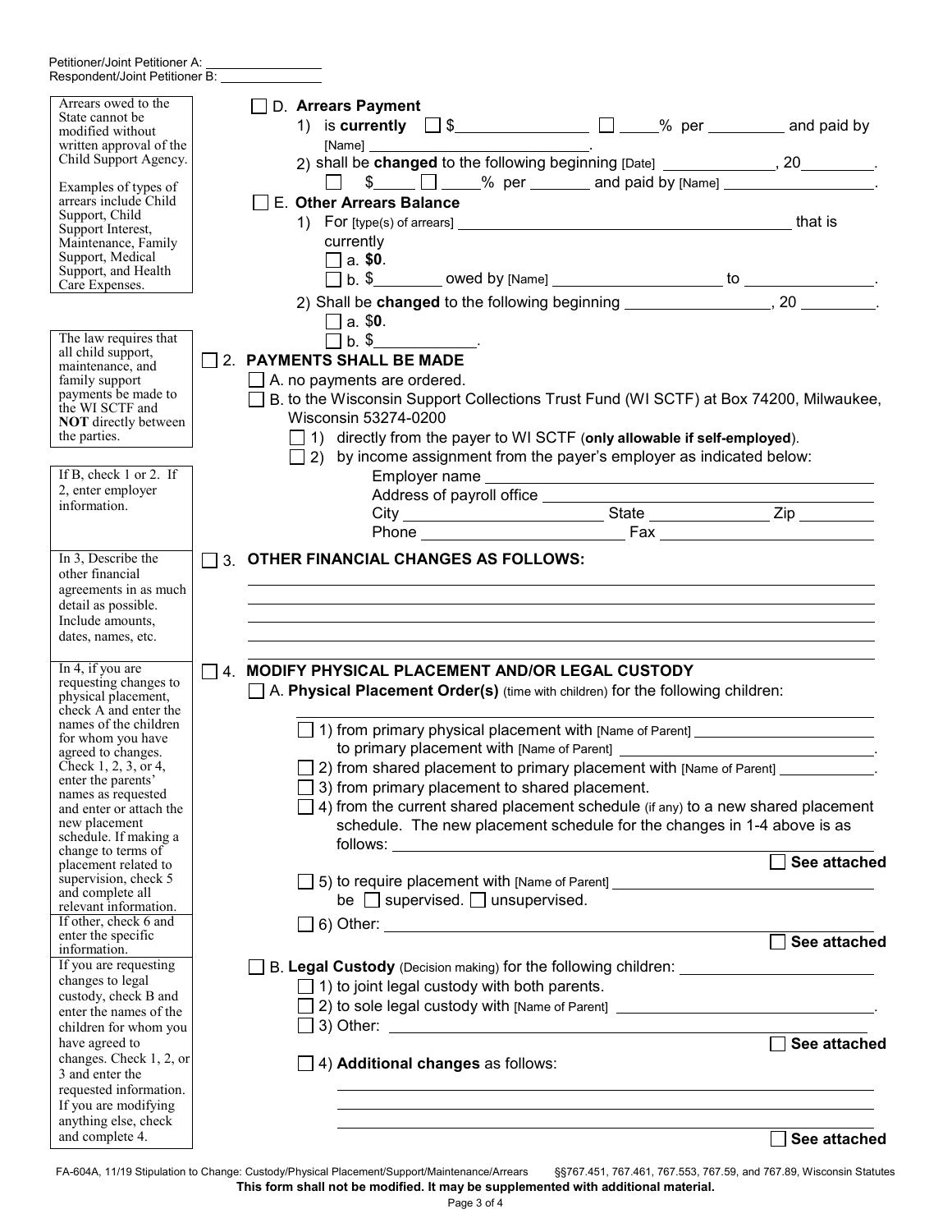Petitioner/Joint Petitioner A: ______________
Respondent/Joint Petitioner B: ______________

> Arrears owed to the State cannot be modified without written approval of the Child Support Agency.
>
> Examples of types of arrears include Child Support, Child Support Interest, Maintenance, Family Support, Medical Support, and Health Care Expenses.

☐ D. **Arrears Payment**

1) is **currently** ☐ $______________ ☐ ____% per ________ and paid by [Name] ____________________.
2) shall be **changed** to the following beginning [Date] ____________, 20________.
   ☐ $____ ☐ ____% per _______ and paid by [Name] ________________.

☐ E. **Other Arrears Balance**

1) For [type(s) of arrears] ________________________________ that is currently
   ☐ a. **$0**.
   ☐ b. $________ owed by [Name] __________________ to ______________.
2) Shall be **changed** to the following beginning ________________, 20 ________.
   ☐ a. $**0**.
   ☐ b. $___________.

> The law requires that all child support, maintenance, and family support payments be made to the WI SCTF and **NOT** directly between the parties.
>
> If B, check 1 or 2. If 2, enter employer information.

☐ 2. **PAYMENTS SHALL BE MADE**

☐ A. no payments are ordered.

☐ B. to the Wisconsin Support Collections Trust Fund (WI SCTF) at Box 74200, Milwaukee, Wisconsin 53274-0200

☐ 1) directly from the payer to WI SCTF (**only allowable if self-employed**).

☐ 2) by income assignment from the payer's employer as indicated below:

Employer name ________________________________
Address of payroll office ________________________________
City ____________________ State ____________ Zip ________
Phone ____________________ Fax ____________________

> In 3, Describe the other financial agreements in as much detail as possible. Include amounts, dates, names, etc.

☐ 3. **OTHER FINANCIAL CHANGES AS FOLLOWS:**

________________________________________________________________
________________________________________________________________
________________________________________________________________
________________________________________________________________

> In 4, if you are requesting changes to physical placement, check A and enter the names of the children for whom you have agreed to changes. Check 1, 2, 3, or 4, enter the parents' names as requested and enter or attach the new placement schedule. If making a change to terms of placement related to supervision, check 5 and complete all relevant information.
>
> If other, check 6 and enter the specific information.

☐ 4. **MODIFY PHYSICAL PLACEMENT AND/OR LEGAL CUSTODY**

☐ A. **Physical Placement Order(s)** (time with children) for the following children:
________________________________________________________________

☐ 1) from primary physical placement with [Name of Parent] ____________________ to primary placement with [Name of Parent] ____________________.

☐ 2) from shared placement to primary placement with [Name of Parent] __________.

☐ 3) from primary placement to shared placement.

☐ 4) from the current shared placement schedule (if any) to a new shared placement schedule. The new placement schedule for the changes in 1-4 above is as follows: ________________________________ ☐ **See attached**

☐ 5) to require placement with [Name of Parent] ____________________ be ☐ supervised. ☐ unsupervised.

☐ 6) Other: ________________________________ ☐ **See attached**

> If you are requesting changes to legal custody, check B and enter the names of the children for whom you have agreed to changes. Check 1, 2, or 3 and enter the requested information. If you are modifying anything else, check and complete 4.

☐ B. **Legal Custody** (Decision making) for the following children: ____________________

☐ 1) to joint legal custody with both parents.

☐ 2) to sole legal custody with [Name of Parent] ____________________.

☐ 3) Other: ________________________________ ☐ **See attached**

☐ 4) **Additional changes** as follows:
________________________________________________________________
________________________________________________________________
________________________________________________________________ ☐ **See attached**

FA-604A, 11/19 Stipulation to Change: Custody/Physical Placement/Support/Maintenance/Arrears §§767.451, 767.461, 767.553, 767.59, and 767.89, Wisconsin Statutes

**This form shall not be modified. It may be supplemented with additional material.**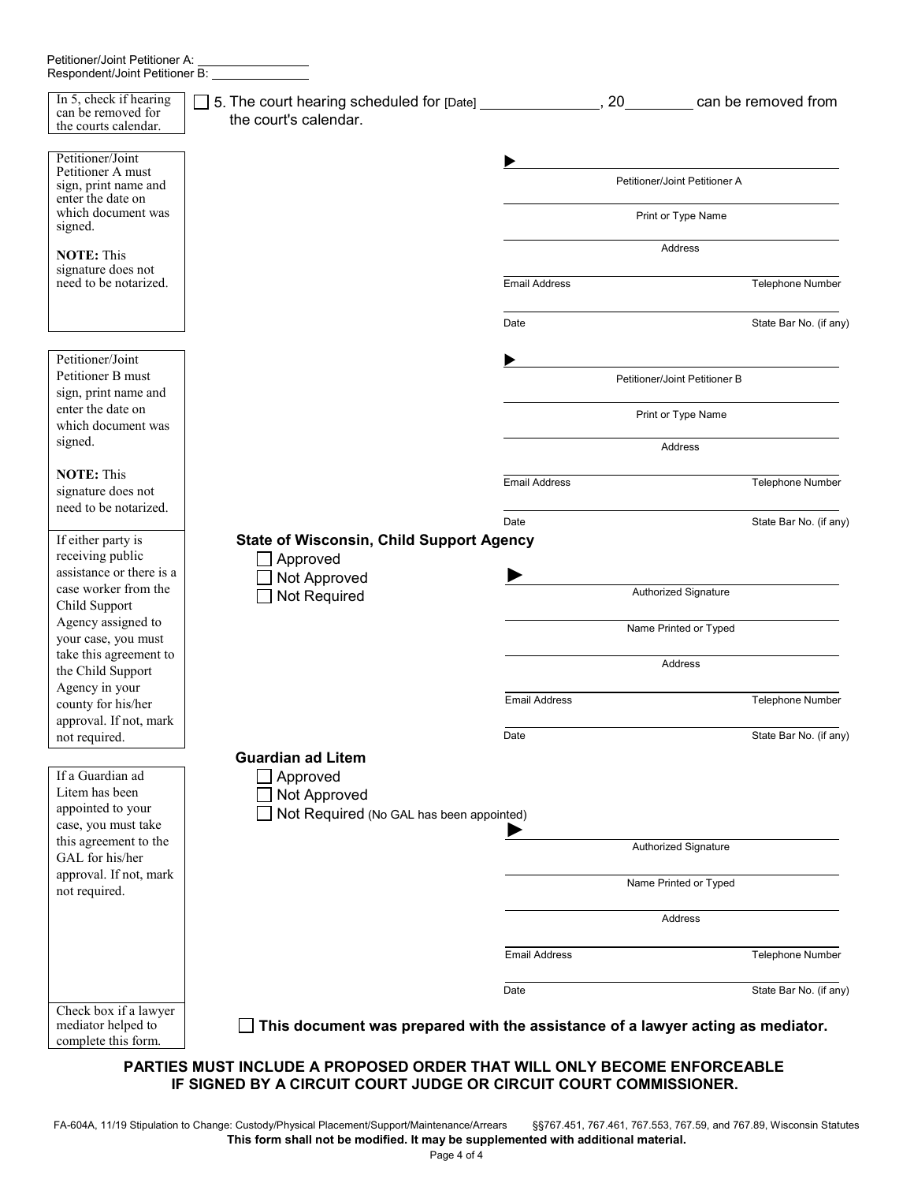Petitioner/Joint Petitioner A: \_\_\_\_\_\_\_\_\_\_\_\_\_\_\_\_
Respondent/Joint Petitioner B: \_\_\_\_\_\_\_\_\_\_\_\_\_\_\_\_

*In 5, check if hearing can be removed for the courts calendar.*

☐ 5. The court hearing scheduled for [Date] \_\_\_\_\_\_\_\_\_\_\_\_\_\_\_, 20\_\_\_\_\_\_\_\_ can be removed from the court's calendar.

*Petitioner/Joint Petitioner A must sign, print name and enter the date on which document was signed.*

***NOTE:** This signature does not need to be notarized.*

▶ \_\_\_\_\_\_\_\_\_\_\_\_\_\_\_\_\_\_\_\_\_\_\_\_\_\_\_\_\_\_
Petitioner/Joint Petitioner A

\_\_\_\_\_\_\_\_\_\_\_\_\_\_\_\_\_\_\_\_\_\_\_\_\_\_\_\_\_\_
Print or Type Name

\_\_\_\_\_\_\_\_\_\_\_\_\_\_\_\_\_\_\_\_\_\_\_\_\_\_\_\_\_\_
Address

\_\_\_\_\_\_\_\_\_\_\_\_\_\_\_\_\_\_\_\_\_\_\_\_\_\_\_\_\_\_
Email Address Telephone Number

\_\_\_\_\_\_\_\_\_\_\_\_\_\_\_\_\_\_\_\_\_\_\_\_\_\_\_\_\_\_
Date State Bar No. (if any)

*Petitioner/Joint Petitioner B must sign, print name and enter the date on which document was signed.*

***NOTE:** This signature does not need to be notarized.*

▶ \_\_\_\_\_\_\_\_\_\_\_\_\_\_\_\_\_\_\_\_\_\_\_\_\_\_\_\_\_\_
Petitioner/Joint Petitioner B

\_\_\_\_\_\_\_\_\_\_\_\_\_\_\_\_\_\_\_\_\_\_\_\_\_\_\_\_\_\_
Print or Type Name

\_\_\_\_\_\_\_\_\_\_\_\_\_\_\_\_\_\_\_\_\_\_\_\_\_\_\_\_\_\_
Address

\_\_\_\_\_\_\_\_\_\_\_\_\_\_\_\_\_\_\_\_\_\_\_\_\_\_\_\_\_\_
Email Address Telephone Number

\_\_\_\_\_\_\_\_\_\_\_\_\_\_\_\_\_\_\_\_\_\_\_\_\_\_\_\_\_\_
Date State Bar No. (if any)

*If either party is receiving public assistance or there is a case worker from the Child Support Agency assigned to your case, you must take this agreement to the Child Support Agency in your county for his/her approval. If not, mark not required.*

**State of Wisconsin, Child Support Agency**

☐ Approved
☐ Not Approved
☐ Not Required

▶ \_\_\_\_\_\_\_\_\_\_\_\_\_\_\_\_\_\_\_\_\_\_\_\_\_\_\_\_\_\_
Authorized Signature

\_\_\_\_\_\_\_\_\_\_\_\_\_\_\_\_\_\_\_\_\_\_\_\_\_\_\_\_\_\_
Name Printed or Typed

\_\_\_\_\_\_\_\_\_\_\_\_\_\_\_\_\_\_\_\_\_\_\_\_\_\_\_\_\_\_
Address

\_\_\_\_\_\_\_\_\_\_\_\_\_\_\_\_\_\_\_\_\_\_\_\_\_\_\_\_\_\_
Email Address Telephone Number

\_\_\_\_\_\_\_\_\_\_\_\_\_\_\_\_\_\_\_\_\_\_\_\_\_\_\_\_\_\_
Date State Bar No. (if any)

*If a Guardian ad Litem has been appointed to your case, you must take this agreement to the GAL for his/her approval. If not, mark not required.*

**Guardian ad Litem**

☐ Approved
☐ Not Approved
☐ Not Required (No GAL has been appointed)

▶ \_\_\_\_\_\_\_\_\_\_\_\_\_\_\_\_\_\_\_\_\_\_\_\_\_\_\_\_\_\_
Authorized Signature

\_\_\_\_\_\_\_\_\_\_\_\_\_\_\_\_\_\_\_\_\_\_\_\_\_\_\_\_\_\_
Name Printed or Typed

\_\_\_\_\_\_\_\_\_\_\_\_\_\_\_\_\_\_\_\_\_\_\_\_\_\_\_\_\_\_
Address

\_\_\_\_\_\_\_\_\_\_\_\_\_\_\_\_\_\_\_\_\_\_\_\_\_\_\_\_\_\_
Email Address Telephone Number

\_\_\_\_\_\_\_\_\_\_\_\_\_\_\_\_\_\_\_\_\_\_\_\_\_\_\_\_\_\_
Date State Bar No. (if any)

*Check box if a lawyer mediator helped to complete this form.*

☐ **This document was prepared with the assistance of a lawyer acting as mediator.**

**PARTIES MUST INCLUDE A PROPOSED ORDER THAT WILL ONLY BECOME ENFORCEABLE IF SIGNED BY A CIRCUIT COURT JUDGE OR CIRCUIT COURT COMMISSIONER.**

FA-604A, 11/19 Stipulation to Change: Custody/Physical Placement/Support/Maintenance/Arrears §§767.451, 767.461, 767.553, 767.59, and 767.89, Wisconsin Statutes

**This form shall not be modified. It may be supplemented with additional material.**